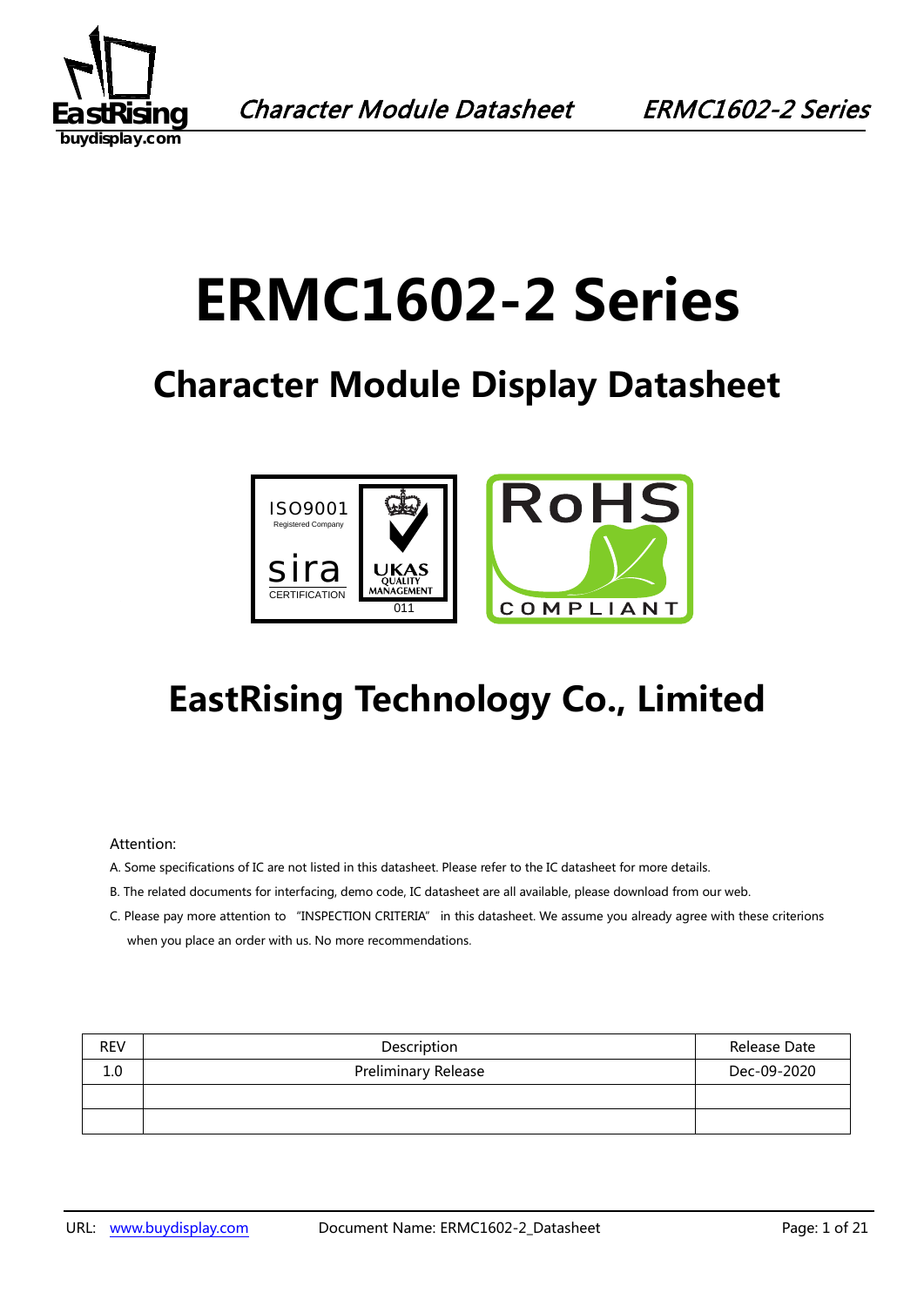# ERMC1602-2 Series

## Character Module Display Datasheet

## EastRising Technology Co., Limited

Attention:

A. Some specifications of IC are not listed in this datasheet. Please refer to the IC datasheet for more details.

B. The related documents for interfacing, demo code, IC datasheet are all available, please download from our web.

C. Please pay more attention to "INSPECTION CRITERIA" in this datasheet. We assume you already agree with these criterions when you place an order with us. No more recommendations.

| REV | Description | Release Date |
| --- | --- | --- |
| 1.0 | Preliminary Release | Dec-09-2020 |
| | | |
| | | |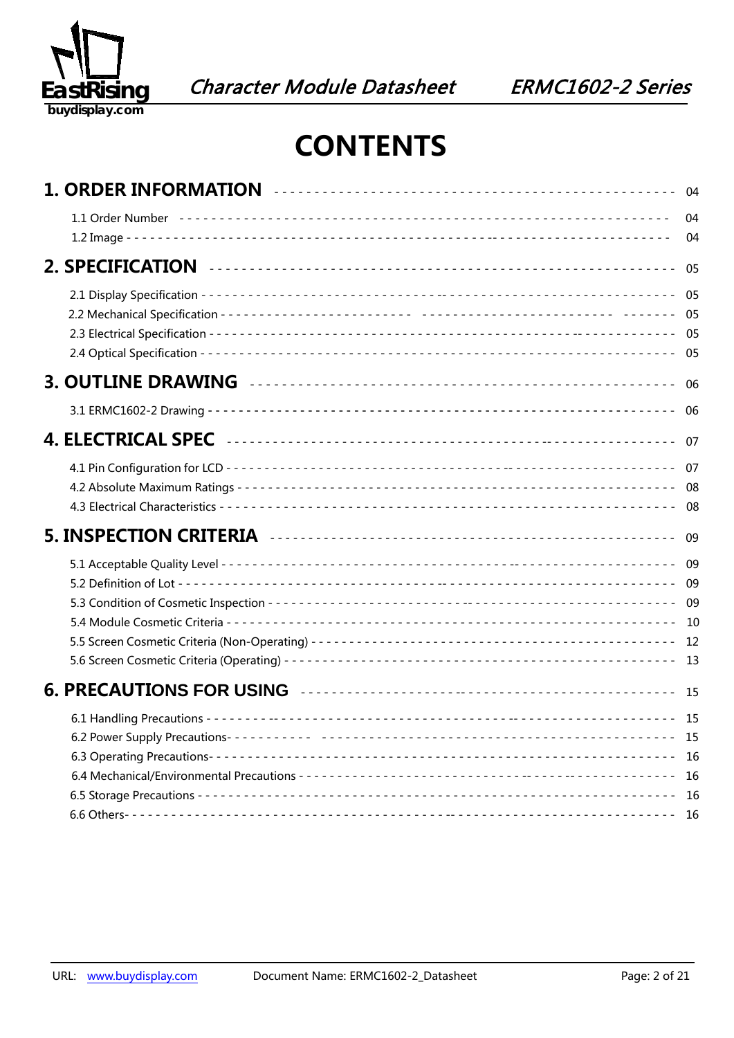# CONTENTS

**1. ORDER INFORMATION** ---------- 04

- 1.1 Order Number ---------- 04
- 1.2 Image ---------- 04

**2. SPECIFICATION** ---------- 05

- 2.1 Display Specification ---------- 05
- 2.2 Mechanical Specification ---------- 05
- 2.3 Electrical Specification ---------- 05
- 2.4 Optical Specification ---------- 05

**3. OUTLINE DRAWING** ---------- 06

- 3.1 ERMC1602-2 Drawing ---------- 06

**4. ELECTRICAL SPEC** ---------- 07

- 4.1 Pin Configuration for LCD ---------- 07
- 4.2 Absolute Maximum Ratings ---------- 08
- 4.3 Electrical Characteristics ---------- 08

**5. INSPECTION CRITERIA** ---------- 09

- 5.1 Acceptable Quality Level ---------- 09
- 5.2 Definition of Lot ---------- 09
- 5.3 Condition of Cosmetic Inspection ---------- 09
- 5.4 Module Cosmetic Criteria ---------- 10
- 5.5 Screen Cosmetic Criteria (Non-Operating) ---------- 12
- 5.6 Screen Cosmetic Criteria (Operating) ---------- 13

**6. PRECAUTIONS FOR USING** ---------- 15

- 6.1 Handling Precautions ---------- 15
- 6.2 Power Supply Precautions ---------- 15
- 6.3 Operating Precautions ---------- 16
- 6.4 Mechanical/Environmental Precautions ---------- 16
- 6.5 Storage Precautions ---------- 16
- 6.6 Others ---------- 16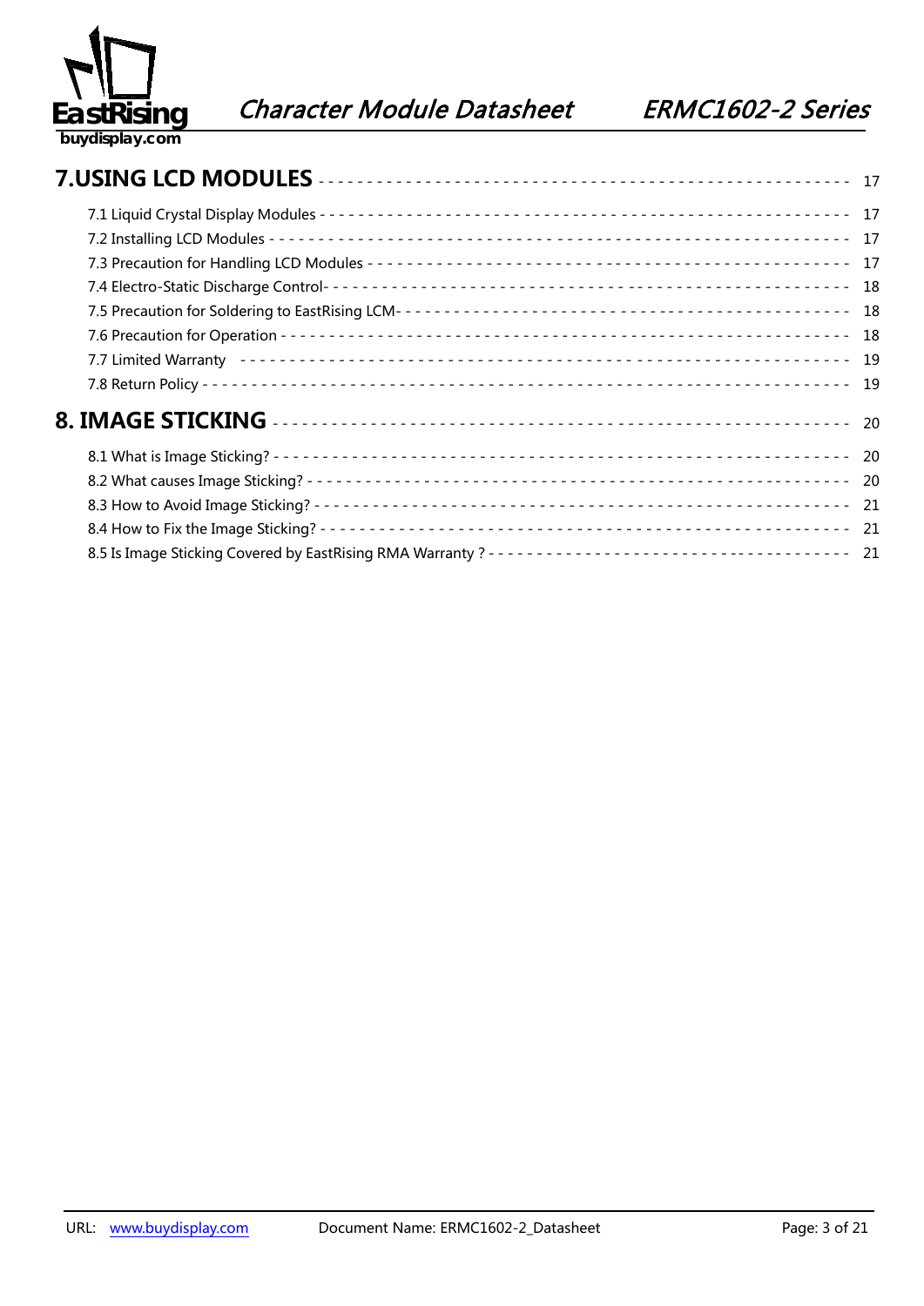**7.USING LCD MODULES** - - - - - - - - - - - - - - - - - - - - - - - - - - - - - - - - - - - - - - - - - - - - - - - - - - 17

7.1 Liquid Crystal Display Modules - - - - - - - - - - - - - - - - - - - - - - - - - - - - - - - - - - - - - - - - - - - - - - - - - - - - - - - - - 17

7.2 Installing LCD Modules - - - - - - - - - - - - - - - - - - - - - - - - - - - - - - - - - - - - - - - - - - - - - - - - - - - - - - - - - - - - - - 17

7.3 Precaution for Handling LCD Modules - - - - - - - - - - - - - - - - - - - - - - - - - - - - - - - - - - - - - - - - - - - - - - - - - - - - - 17

7.4 Electro-Static Discharge Control- - - - - - - - - - - - - - - - - - - - - - - - - - - - - - - - - - - - - - - - - - - - - - - - - - - - - - - - - 18

7.5 Precaution for Soldering to EastRising LCM- - - - - - - - - - - - - - - - - - - - - - - - - - - - - - - - - - - - - - - - - - - - - - - - 18

7.6 Precaution for Operation - - - - - - - - - - - - - - - - - - - - - - - - - - - - - - - - - - - - - - - - - - - - - - - - - - - - - - - - - - - - - 18

7.7 Limited Warranty - - - - - - - - - - - - - - - - - - - - - - - - - - - - - - - - - - - - - - - - - - - - - - - - - - - - - - - - - - - - - - - - - 19

7.8 Return Policy - - - - - - - - - - - - - - - - - - - - - - - - - - - - - - - - - - - - - - - - - - - - - - - - - - - - - - - - - - - - - - - - - - - - 19

**8. IMAGE STICKING** - - - - - - - - - - - - - - - - - - - - - - - - - - - - - - - - - - - - - - - - - - - - - - - - - - - - - - - - 20

8.1 What is Image Sticking? - - - - - - - - - - - - - - - - - - - - - - - - - - - - - - - - - - - - - - - - - - - - - - - - - - - - - - - - - - - - - 20

8.2 What causes Image Sticking? - - - - - - - - - - - - - - - - - - - - - - - - - - - - - - - - - - - - - - - - - - - - - - - - - - - - - - - - - - 20

8.3 How to Avoid Image Sticking? - - - - - - - - - - - - - - - - - - - - - - - - - - - - - - - - - - - - - - - - - - - - - - - - - - - - - - - - - 21

8.4 How to Fix the Image Sticking? - - - - - - - - - - - - - - - - - - - - - - - - - - - - - - - - - - - - - - - - - - - - - - - - - - - - - - - - 21

8.5 Is Image Sticking Covered by EastRising RMA Warranty ? - - - - - - - - - - - - - - - - - - - - - - - - - - - - - - - - - - - - 21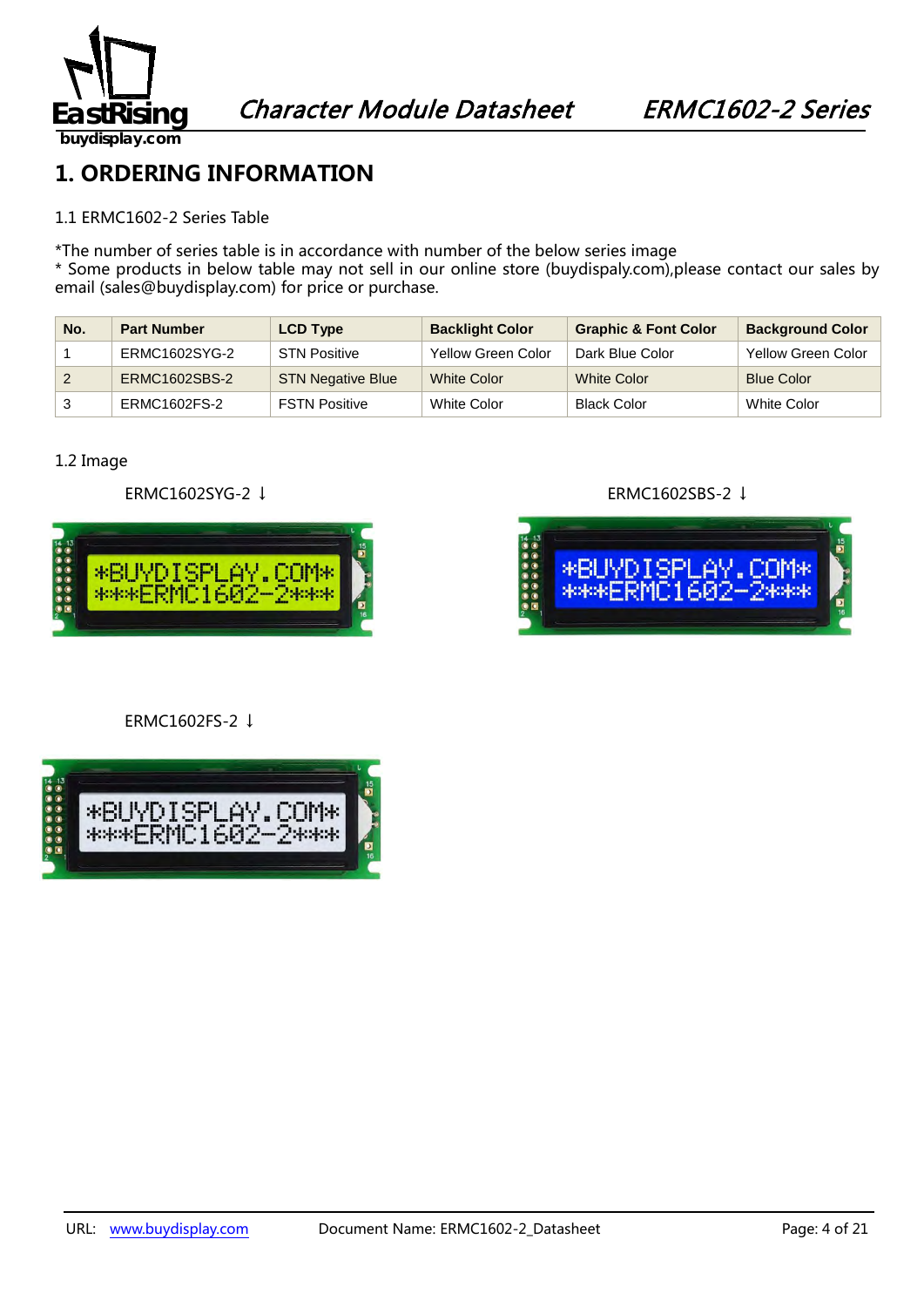# 1. ORDERING INFORMATION

1.1 ERMC1602-2 Series Table

*The number of series table is in accordance with number of the below series image
* Some products in below table may not sell in our online store (buydispaly.com),please contact our sales by email (sales@buydisplay.com) for price or purchase.

| No. | Part Number | LCD Type | Backlight Color | Graphic & Font Color | Background Color |
|---|---|---|---|---|---|
| 1 | ERMC1602SYG-2 | STN Positive | Yellow Green Color | Dark Blue Color | Yellow Green Color |
| 2 | ERMC1602SBS-2 | STN Negative Blue | White Color | White Color | Blue Color |
| 3 | ERMC1602FS-2 | FSTN Positive | White Color | Black Color | White Color |

1.2 Image

ERMC1602SYG-2 ↓

ERMC1602SBS-2 ↓

ERMC1602FS-2 ↓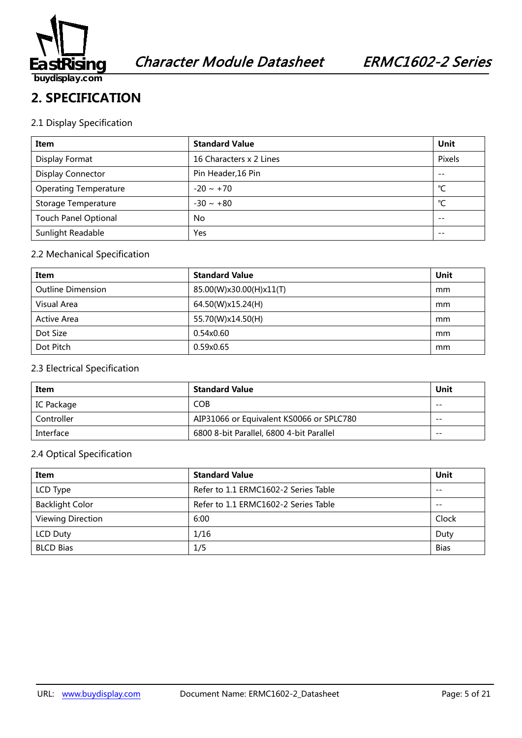## 2. SPECIFICATION

### 2.1 Display Specification

| Item | Standard Value | Unit |
|---|---|---|
| Display Format | 16 Characters x 2 Lines | Pixels |
| Display Connector | Pin Header,16 Pin | -- |
| Operating Temperature | -20 ~ +70 | ℃ |
| Storage Temperature | -30 ~ +80 | ℃ |
| Touch Panel Optional | No | -- |
| Sunlight Readable | Yes | -- |

### 2.2 Mechanical Specification

| Item | Standard Value | Unit |
|---|---|---|
| Outline Dimension | 85.00(W)x30.00(H)x11(T) | mm |
| Visual Area | 64.50(W)x15.24(H) | mm |
| Active Area | 55.70(W)x14.50(H) | mm |
| Dot Size | 0.54x0.60 | mm |
| Dot Pitch | 0.59x0.65 | mm |

### 2.3 Electrical Specification

| Item | Standard Value | Unit |
|---|---|---|
| IC Package | COB | -- |
| Controller | AIP31066 or Equivalent KS0066 or SPLC780 | -- |
| Interface | 6800 8-bit Parallel, 6800 4-bit Parallel | -- |

### 2.4 Optical Specification

| Item | Standard Value | Unit |
|---|---|---|
| LCD Type | Refer to 1.1 ERMC1602-2 Series Table | -- |
| Backlight Color | Refer to 1.1 ERMC1602-2 Series Table | -- |
| Viewing Direction | 6:00 | Clock |
| LCD Duty | 1/16 | Duty |
| BLCD Bias | 1/5 | Bias |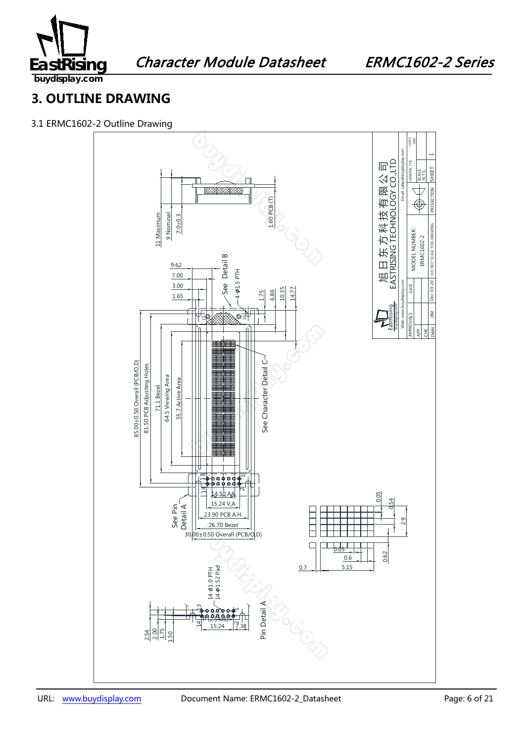# 3. OUTLINE DRAWING

3.1 ERMC1602-2 Outline Drawing

11 Maximum
9 Nominal
7.0±0.3
1.60 PCB (T)

9.62
7.00
3.00
1.65
See Detail B
4-φ1.5 PTH
1.75
6.86
10.35
14.77

85.00±0.50 Overall (PCB/O.D)
81.50 PCB Adjusting Holes
71.1 Bezel
64.5 Viewing Area
55.7 Active Area
See Character Detail C

14.50 AA
15.24 V.A
23.90 PCB A.H.
26.70 Bezel
30.00±0.50 Overall (PCB/O.D)
See Pin Detail A

0.05
0.54
2.9
0.05
0.6
5.15
0.7
0.62

14-φ1.0 PTH
14-φ1.52 Pad
2.54
2.00
1.75
1.50
(2.54x6)=
15.24
7.38
Pin Detail A

旭日东方科技有限公司
EASTRISING TECHNOLOGY CO.,LTD

Web: www.buydisplay.com
Email: sales@buydisplay.com

| APPROVALS | DATE | MODEL NUMBER : ERMC1602-2 | GENERAL TOL. | UNITS MM |
|---|---|---|---|---|
| APP | | | SCALE: N.T.S. | |
| CHK | | | | |
| DWN JIM | Dec-03-20 | DO NOT SCALE THIS DRAWING | PROJECTION | SHEET: 1 |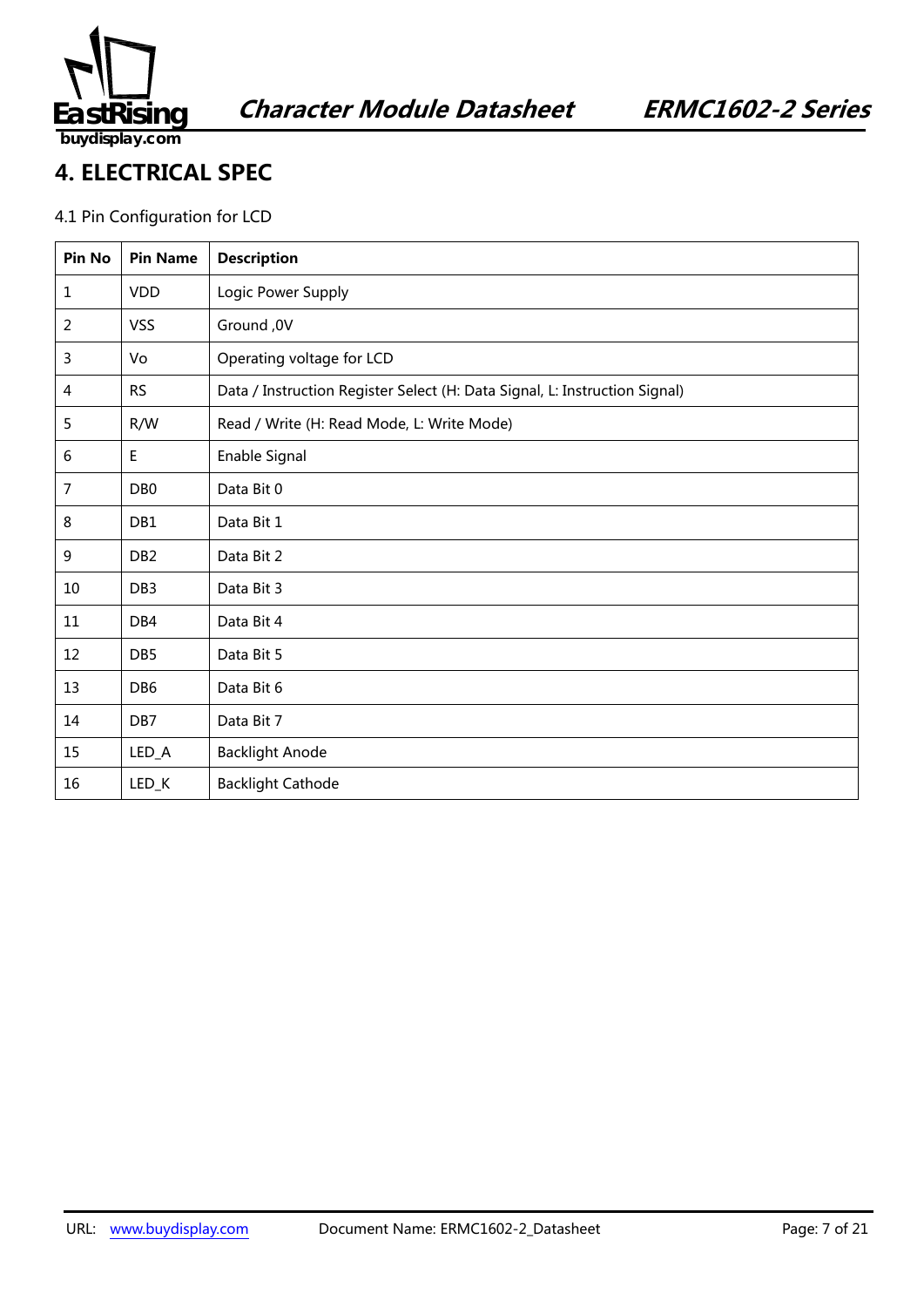# 4. ELECTRICAL SPEC

4.1 Pin Configuration for LCD

| Pin No | Pin Name | Description |
|---|---|---|
| 1 | VDD | Logic Power Supply |
| 2 | VSS | Ground ,0V |
| 3 | Vo | Operating voltage for LCD |
| 4 | RS | Data / Instruction Register Select (H: Data Signal, L: Instruction Signal) |
| 5 | R/W | Read / Write (H: Read Mode, L: Write Mode) |
| 6 | E | Enable Signal |
| 7 | DB0 | Data Bit 0 |
| 8 | DB1 | Data Bit 1 |
| 9 | DB2 | Data Bit 2 |
| 10 | DB3 | Data Bit 3 |
| 11 | DB4 | Data Bit 4 |
| 12 | DB5 | Data Bit 5 |
| 13 | DB6 | Data Bit 6 |
| 14 | DB7 | Data Bit 7 |
| 15 | LED_A | Backlight Anode |
| 16 | LED_K | Backlight Cathode |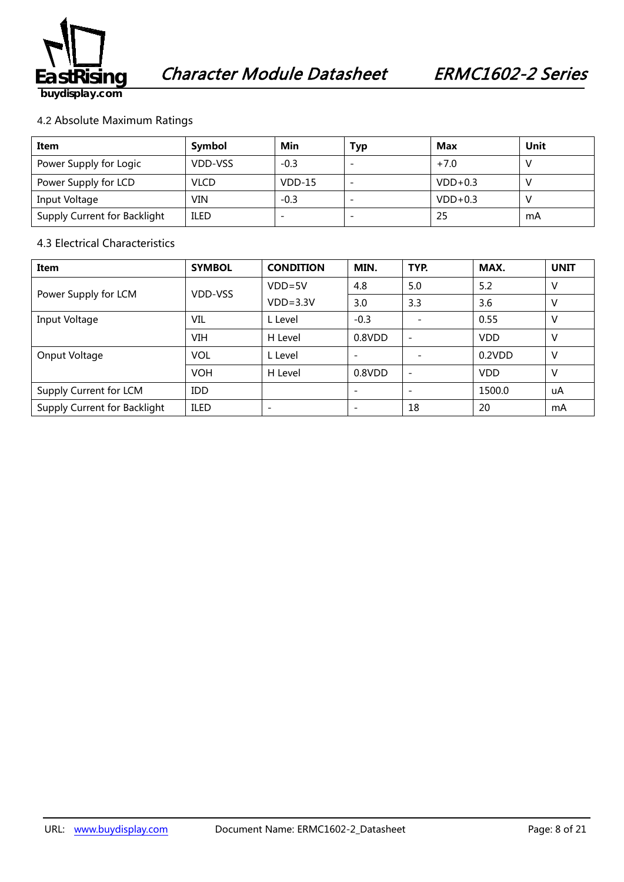### 4.2 Absolute Maximum Ratings

| Item | Symbol | Min | Typ | Max | Unit |
|---|---|---|---|---|---|
| Power Supply for Logic | VDD-VSS | -0.3 | - | +7.0 | V |
| Power Supply for LCD | VLCD | VDD-15 | - | VDD+0.3 | V |
| Input Voltage | VIN | -0.3 | - | VDD+0.3 | V |
| Supply Current for Backlight | ILED | - | - | 25 | mA |

### 4.3 Electrical Characteristics

| Item | SYMBOL | CONDITION | MIN. | TYP. | MAX. | UNIT |
|---|---|---|---|---|---|---|
| Power Supply for LCM | VDD-VSS | VDD=5V | 4.8 | 5.0 | 5.2 | V |
| | | VDD=3.3V | 3.0 | 3.3 | 3.6 | V |
| Input Voltage | VIL | L Level | -0.3 | - | 0.55 | V |
| | VIH | H Level | 0.8VDD | - | VDD | V |
| Onput Voltage | VOL | L Level | - | - | 0.2VDD | V |
| | VOH | H Level | 0.8VDD | - | VDD | V |
| Supply Current for LCM | IDD | | - | - | 1500.0 | uA |
| Supply Current for Backlight | ILED | - | - | 18 | 20 | mA |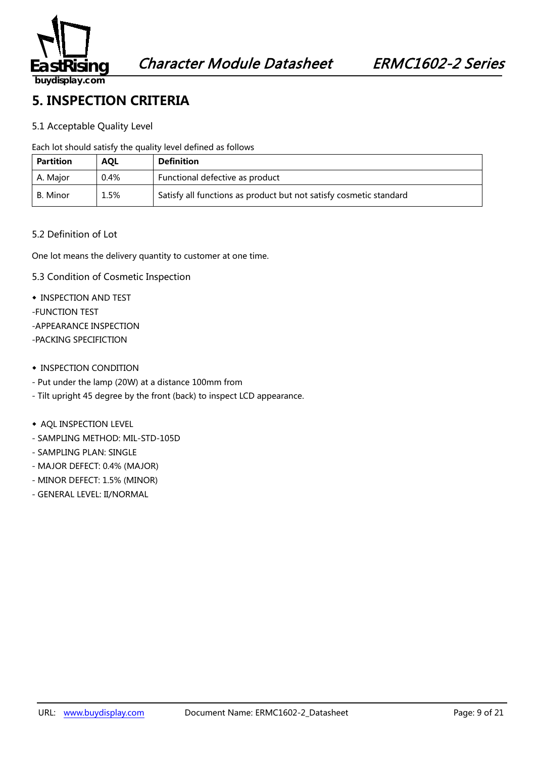# 5. INSPECTION CRITERIA

## 5.1 Acceptable Quality Level

Each lot should satisfy the quality level defined as follows

| Partition | AQL | Definition |
|---|---|---|
| A. Major | 0.4% | Functional defective as product |
| B. Minor | 1.5% | Satisfy all functions as product but not satisfy cosmetic standard |

## 5.2 Definition of Lot

One lot means the delivery quantity to customer at one time.

## 5.3 Condition of Cosmetic Inspection

◆ INSPECTION AND TEST

-FUNCTION TEST

-APPEARANCE INSPECTION

-PACKING SPECIFICTION

◆ INSPECTION CONDITION

- Put under the lamp (20W) at a distance 100mm from
- Tilt upright 45 degree by the front (back) to inspect LCD appearance.

◆ AQL INSPECTION LEVEL

- SAMPLING METHOD: MIL-STD-105D
- SAMPLING PLAN: SINGLE
- MAJOR DEFECT: 0.4% (MAJOR)
- MINOR DEFECT: 1.5% (MINOR)
- GENERAL LEVEL: II/NORMAL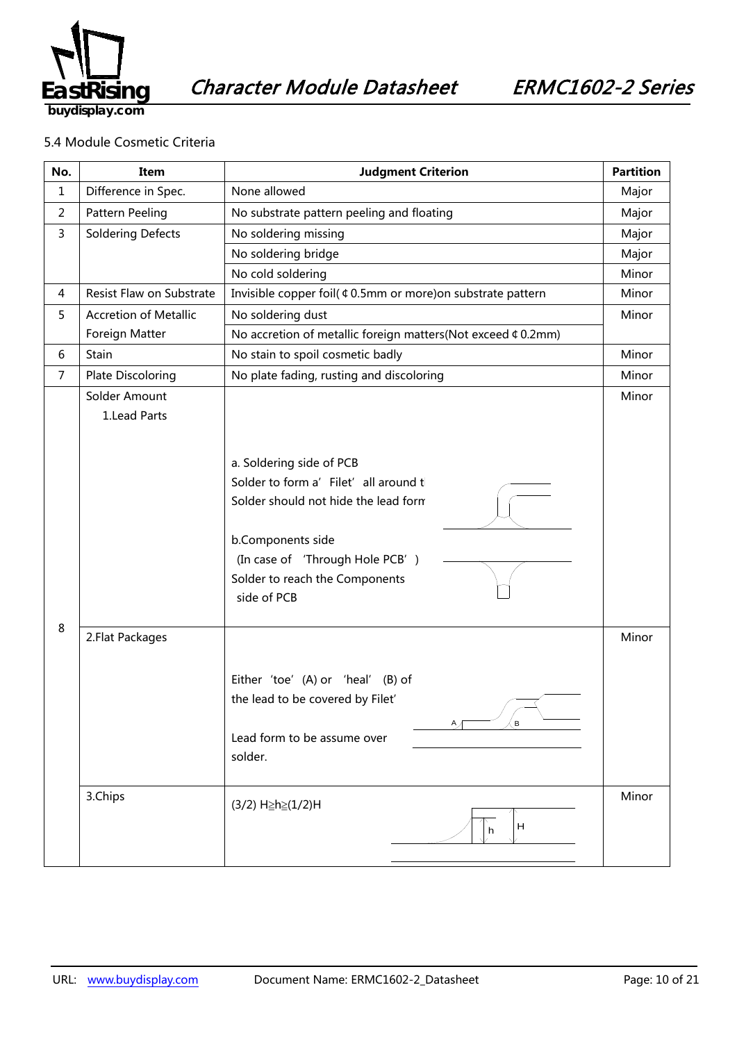5.4 Module Cosmetic Criteria

| No. | Item | Judgment Criterion | Partition |
|---|---|---|---|
| 1 | Difference in Spec. | None allowed | Major |
| 2 | Pattern Peeling | No substrate pattern peeling and floating | Major |
| 3 | Soldering Defects | No soldering missing | Major |
| | | No soldering bridge | Major |
| | | No cold soldering | Minor |
| 4 | Resist Flaw on Substrate | Invisible copper foil(¢0.5mm or more)on substrate pattern | Minor |
| 5 | Accretion of Metallic Foreign Matter | No soldering dust | Minor |
| | | No accretion of metallic foreign matters(Not exceed ¢0.2mm) | |
| 6 | Stain | No stain to spoil cosmetic badly | Minor |
| 7 | Plate Discoloring | No plate fading, rusting and discoloring | Minor |
| 8 | Solder Amount<br>1.Lead Parts | a. Soldering side of PCB<br>Solder to form a' Filet' all around t<br>Solder should not hide the lead form<br><br>b.Components side<br>(In case of 'Through Hole PCB')<br>Solder to reach the Components side of PCB | Minor |
| | 2.Flat Packages | Either 'toe' (A) or 'heal' (B) of the lead to be covered by Filet'<br><br>Lead form to be assume over solder. | Minor |
| | 3.Chips | (3/2) H≧h≧(1/2)H | Minor |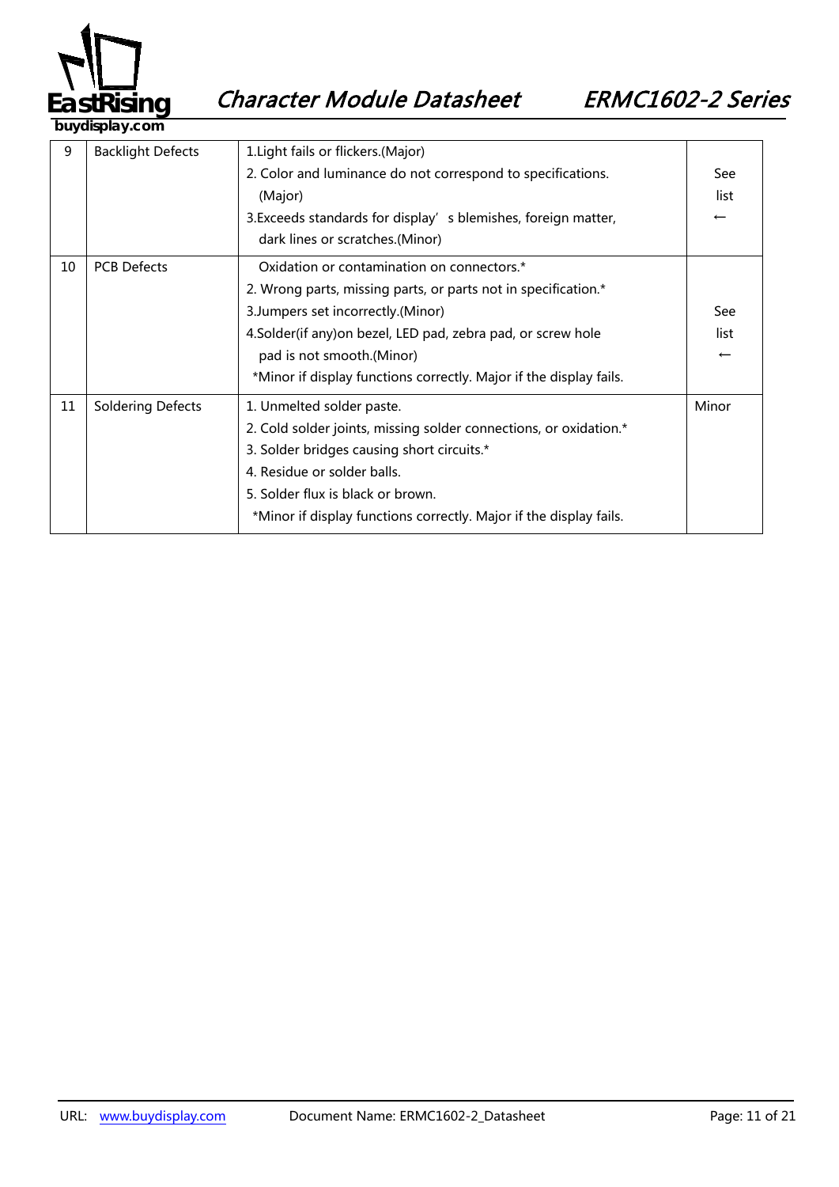| 9 | Backlight Defects | 1.Light fails or flickers.(Major)<br>2. Color and luminance do not correspond to specifications. (Major)<br>3.Exceeds standards for display's blemishes, foreign matter, dark lines or scratches.(Minor) | See list ← |
|---|---|---|---|
| 10 | PCB Defects | Oxidation or contamination on connectors.*<br>2. Wrong parts, missing parts, or parts not in specification.*<br>3.Jumpers set incorrectly.(Minor)<br>4.Solder(if any)on bezel, LED pad, zebra pad, or screw hole pad is not smooth.(Minor)<br>*Minor if display functions correctly. Major if the display fails. | See list ← |
| 11 | Soldering Defects | 1. Unmelted solder paste.<br>2. Cold solder joints, missing solder connections, or oxidation.*<br>3. Solder bridges causing short circuits.*<br>4. Residue or solder balls.<br>5. Solder flux is black or brown.<br>*Minor if display functions correctly. Major if the display fails. | Minor |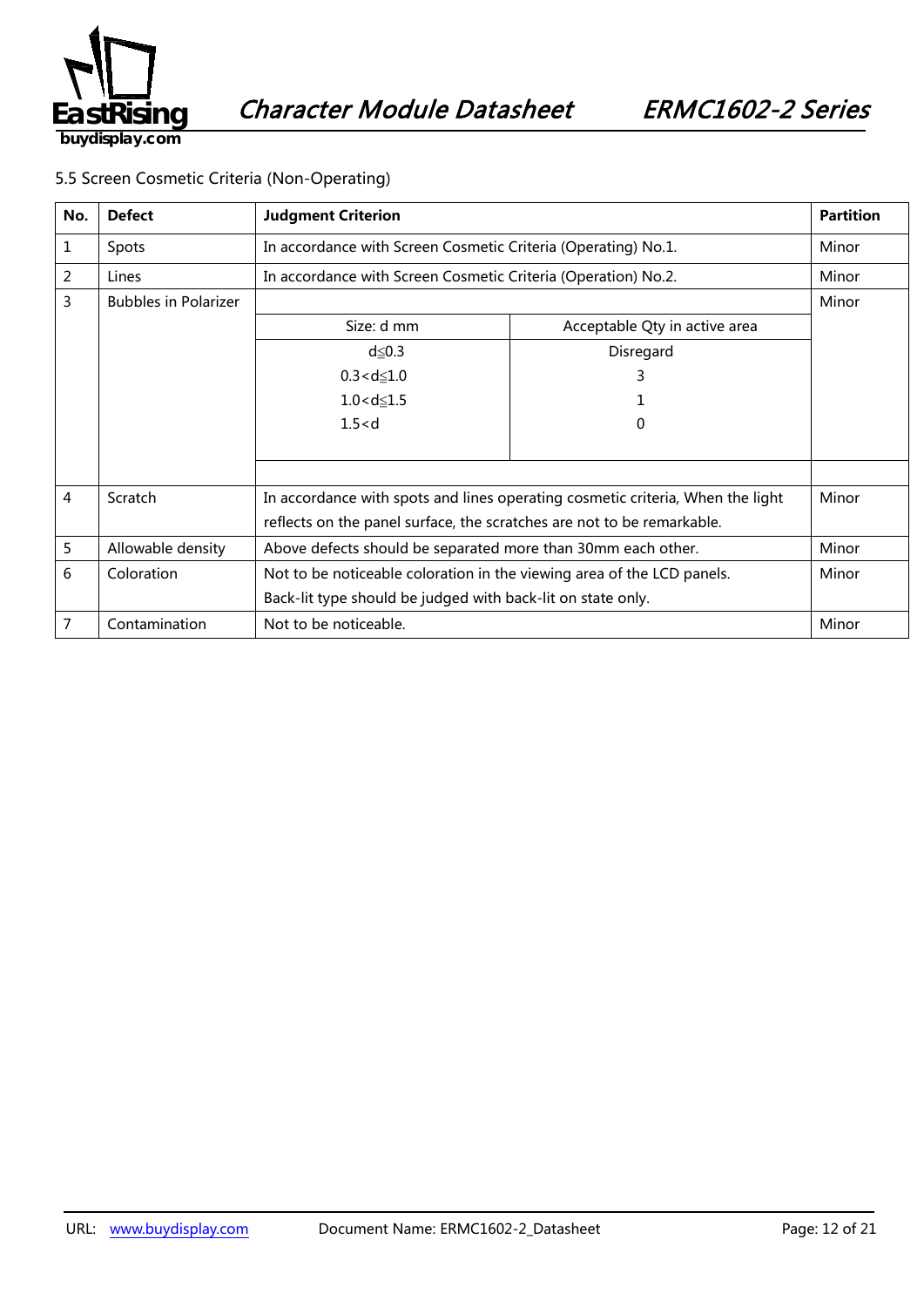5.5 Screen Cosmetic Criteria (Non-Operating)

| No. | Defect | Judgment Criterion | | Partition |
|---|---|---|---|---|
| 1 | Spots | In accordance with Screen Cosmetic Criteria (Operating) No.1. | | Minor |
| 2 | Lines | In accordance with Screen Cosmetic Criteria (Operation) No.2. | | Minor |
| 3 | Bubbles in Polarizer | Size: d mm | Acceptable Qty in active area | Minor |
| | | d≦0.3 | Disregard | |
| | | 0.3<d≦1.0 | 3 | |
| | | 1.0<d≦1.5 | 1 | |
| | | 1.5<d | 0 | |
| 4 | Scratch | In accordance with spots and lines operating cosmetic criteria, When the light reflects on the panel surface, the scratches are not to be remarkable. | | Minor |
| 5 | Allowable density | Above defects should be separated more than 30mm each other. | | Minor |
| 6 | Coloration | Not to be noticeable coloration in the viewing area of the LCD panels.<br>Back-lit type should be judged with back-lit on state only. | | Minor |
| 7 | Contamination | Not to be noticeable. | | Minor |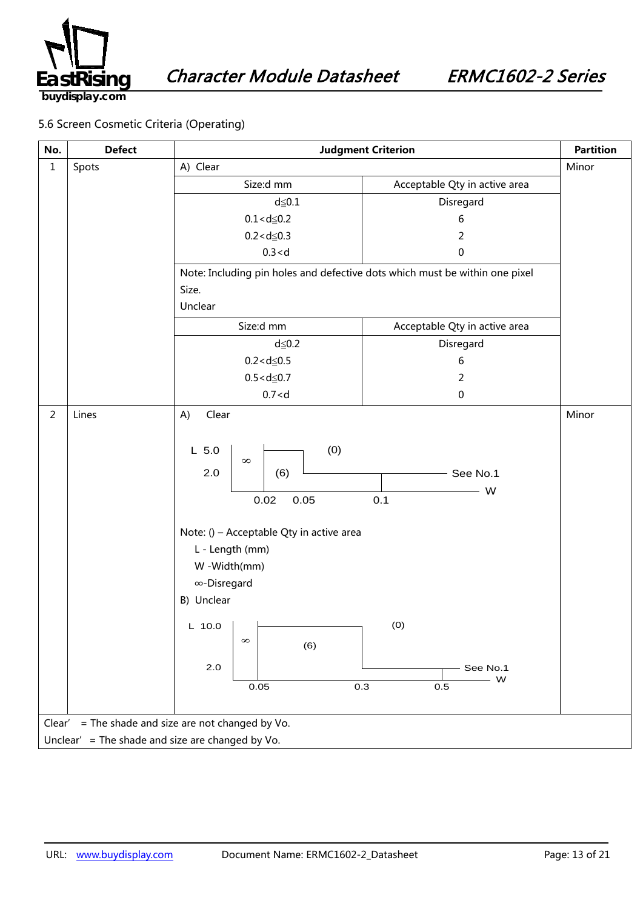5.6 Screen Cosmetic Criteria (Operating)

| No. | Defect | Judgment Criterion | Partition |
|---|---|---|---|
| 1 | Spots | A) Clear | Minor |

**A) Clear**

| Size:d mm | Acceptable Qty in active area |
|---|---|
| d≦0.1 | Disregard |
| 0.1<d≦0.2 | 6 |
| 0.2<d≦0.3 | 2 |
| 0.3<d | 0 |

Note: Including pin holes and defective dots which must be within one pixel Size.

Unclear

| Size:d mm | Acceptable Qty in active area |
|---|---|
| d≦0.2 | Disregard |
| 0.2<d≦0.5 | 6 |
| 0.5<d≦0.7 | 2 |
| 0.7<d | 0 |

| No. | Defect | Judgment Criterion | Partition |
|---|---|---|---|
| 2 | Lines | A) Clear | Minor |

A) Clear

- L 5.0, 2.0; W 0.02, 0.05, 0.1
- W ≤ 0.02: ∞; 0.02 < W ≤ 0.05, L ≤ 5.0: (6); L > 5.0 or W > 0.05 (up to 0.1, L > 2.0): (0); W > 0.1: See No.1

Note: () – Acceptable Qty in active area
L - Length (mm)
W -Width(mm)
∞-Disregard

B) Unclear

- L 10.0, 2.0; W 0.05, 0.3, 0.5
- W ≤ 0.05: ∞; 0.05 < W ≤ 0.3, L ≤ 10.0: (6); L > 10.0 or W > 0.3 (up to 0.5, L > 2.0): (0); W > 0.5: See No.1

Clear' = The shade and size are not changed by Vo.
Unclear' = The shade and size are changed by Vo.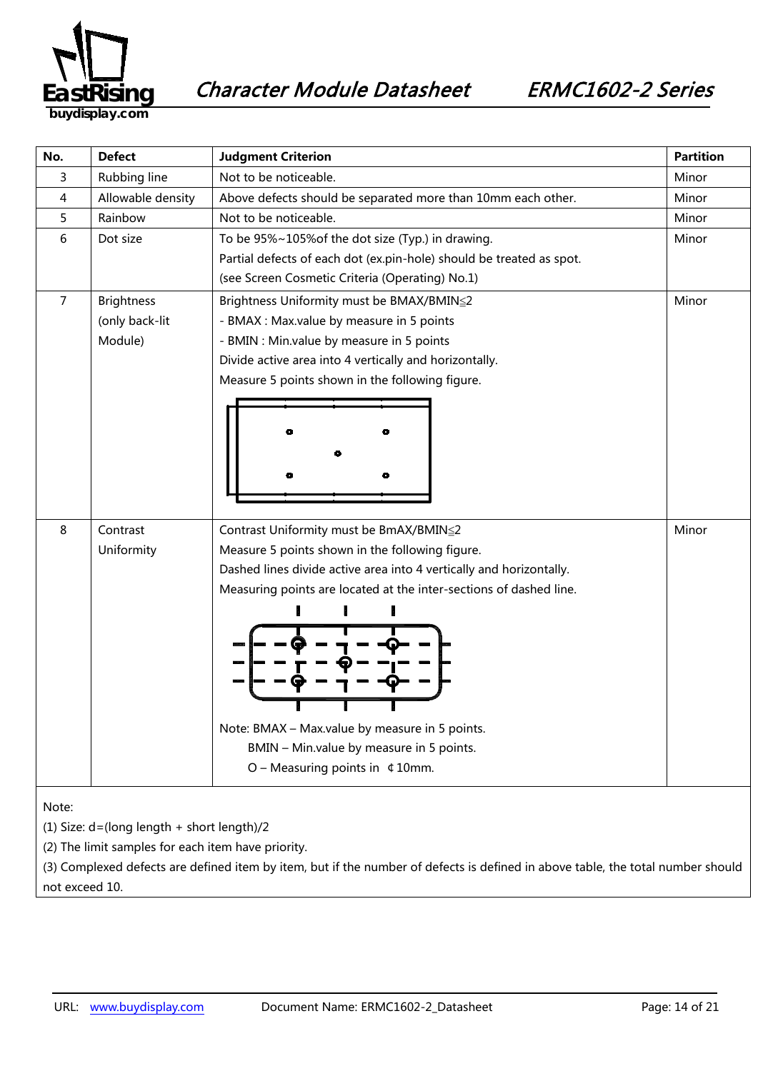| No. | Defect | Judgment Criterion | Partition |
|---|---|---|---|
| 3 | Rubbing line | Not to be noticeable. | Minor |
| 4 | Allowable density | Above defects should be separated more than 10mm each other. | Minor |
| 5 | Rainbow | Not to be noticeable. | Minor |
| 6 | Dot size | To be 95%~105%of the dot size (Typ.) in drawing.<br>Partial defects of each dot (ex.pin-hole) should be treated as spot.<br>(see Screen Cosmetic Criteria (Operating) No.1) | Minor |
| 7 | Brightness (only back-lit Module) | Brightness Uniformity must be BMAX/BMIN≦2<br>- BMAX : Max.value by measure in 5 points<br>- BMIN : Min.value by measure in 5 points<br>Divide active area into 4 vertically and horizontally.<br>Measure 5 points shown in the following figure. | Minor |
| 8 | Contrast Uniformity | Contrast Uniformity must be BmAX/BMIN≦2<br>Measure 5 points shown in the following figure.<br>Dashed lines divide active area into 4 vertically and horizontally.<br>Measuring points are located at the inter-sections of dashed line.<br>Note: BMAX – Max.value by measure in 5 points.<br>BMIN – Min.value by measure in 5 points.<br>O – Measuring points in ¢10mm. | Minor |

Note:

(1) Size: d=(long length + short length)/2

(2) The limit samples for each item have priority.

(3) Complexed defects are defined item by item, but if the number of defects is defined in above table, the total number should not exceed 10.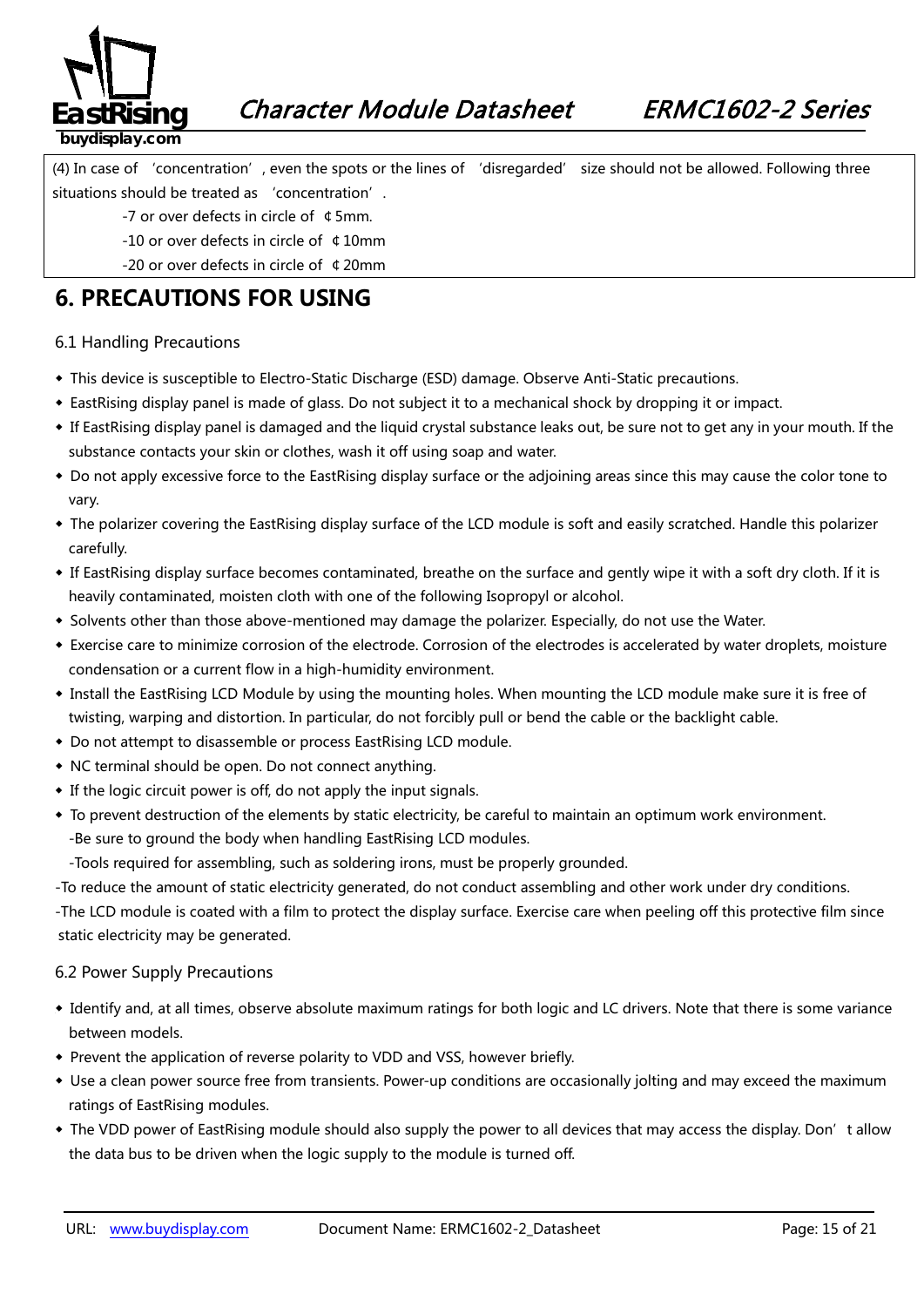(4) In case of 'concentration', even the spots or the lines of 'disregarded' size should not be allowed. Following three situations should be treated as 'concentration'.

-7 or over defects in circle of ￠5mm.

-10 or over defects in circle of ￠10mm

-20 or over defects in circle of ￠20mm

# 6. PRECAUTIONS FOR USING

## 6.1 Handling Precautions

- This device is susceptible to Electro-Static Discharge (ESD) damage. Observe Anti-Static precautions.
- EastRising display panel is made of glass. Do not subject it to a mechanical shock by dropping it or impact.
- If EastRising display panel is damaged and the liquid crystal substance leaks out, be sure not to get any in your mouth. If the substance contacts your skin or clothes, wash it off using soap and water.
- Do not apply excessive force to the EastRising display surface or the adjoining areas since this may cause the color tone to vary.
- The polarizer covering the EastRising display surface of the LCD module is soft and easily scratched. Handle this polarizer carefully.
- If EastRising display surface becomes contaminated, breathe on the surface and gently wipe it with a soft dry cloth. If it is heavily contaminated, moisten cloth with one of the following Isopropyl or alcohol.
- Solvents other than those above-mentioned may damage the polarizer. Especially, do not use the Water.
- Exercise care to minimize corrosion of the electrode. Corrosion of the electrodes is accelerated by water droplets, moisture condensation or a current flow in a high-humidity environment.
- Install the EastRising LCD Module by using the mounting holes. When mounting the LCD module make sure it is free of twisting, warping and distortion. In particular, do not forcibly pull or bend the cable or the backlight cable.
- Do not attempt to disassemble or process EastRising LCD module.
- NC terminal should be open. Do not connect anything.
- If the logic circuit power is off, do not apply the input signals.
- To prevent destruction of the elements by static electricity, be careful to maintain an optimum work environment.
  -Be sure to ground the body when handling EastRising LCD modules.
  -Tools required for assembling, such as soldering irons, must be properly grounded.

-To reduce the amount of static electricity generated, do not conduct assembling and other work under dry conditions.

-The LCD module is coated with a film to protect the display surface. Exercise care when peeling off this protective film since static electricity may be generated.

## 6.2 Power Supply Precautions

- Identify and, at all times, observe absolute maximum ratings for both logic and LC drivers. Note that there is some variance between models.
- Prevent the application of reverse polarity to VDD and VSS, however briefly.
- Use a clean power source free from transients. Power-up conditions are occasionally jolting and may exceed the maximum ratings of EastRising modules.
- The VDD power of EastRising module should also supply the power to all devices that may access the display. Don't allow the data bus to be driven when the logic supply to the module is turned off.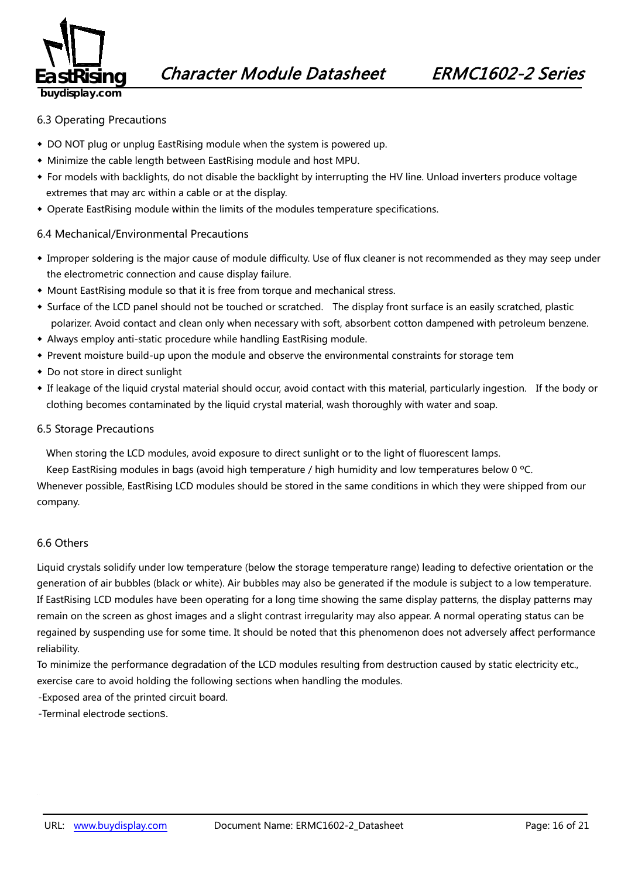## 6.3 Operating Precautions

- DO NOT plug or unplug EastRising module when the system is powered up.
- Minimize the cable length between EastRising module and host MPU.
- For models with backlights, do not disable the backlight by interrupting the HV line. Unload inverters produce voltage extremes that may arc within a cable or at the display.
- Operate EastRising module within the limits of the modules temperature specifications.

## 6.4 Mechanical/Environmental Precautions

- Improper soldering is the major cause of module difficulty. Use of flux cleaner is not recommended as they may seep under the electrometric connection and cause display failure.
- Mount EastRising module so that it is free from torque and mechanical stress.
- Surface of the LCD panel should not be touched or scratched. The display front surface is an easily scratched, plastic polarizer. Avoid contact and clean only when necessary with soft, absorbent cotton dampened with petroleum benzene.
- Always employ anti-static procedure while handling EastRising module.
- Prevent moisture build-up upon the module and observe the environmental constraints for storage tem
- Do not store in direct sunlight
- If leakage of the liquid crystal material should occur, avoid contact with this material, particularly ingestion. If the body or clothing becomes contaminated by the liquid crystal material, wash thoroughly with water and soap.

## 6.5 Storage Precautions

When storing the LCD modules, avoid exposure to direct sunlight or to the light of fluorescent lamps.

Keep EastRising modules in bags (avoid high temperature / high humidity and low temperatures below 0 ºC.

Whenever possible, EastRising LCD modules should be stored in the same conditions in which they were shipped from our company.

## 6.6 Others

Liquid crystals solidify under low temperature (below the storage temperature range) leading to defective orientation or the generation of air bubbles (black or white). Air bubbles may also be generated if the module is subject to a low temperature. If EastRising LCD modules have been operating for a long time showing the same display patterns, the display patterns may remain on the screen as ghost images and a slight contrast irregularity may also appear. A normal operating status can be regained by suspending use for some time. It should be noted that this phenomenon does not adversely affect performance reliability.

To minimize the performance degradation of the LCD modules resulting from destruction caused by static electricity etc., exercise care to avoid holding the following sections when handling the modules.

-Exposed area of the printed circuit board.

-Terminal electrode sections.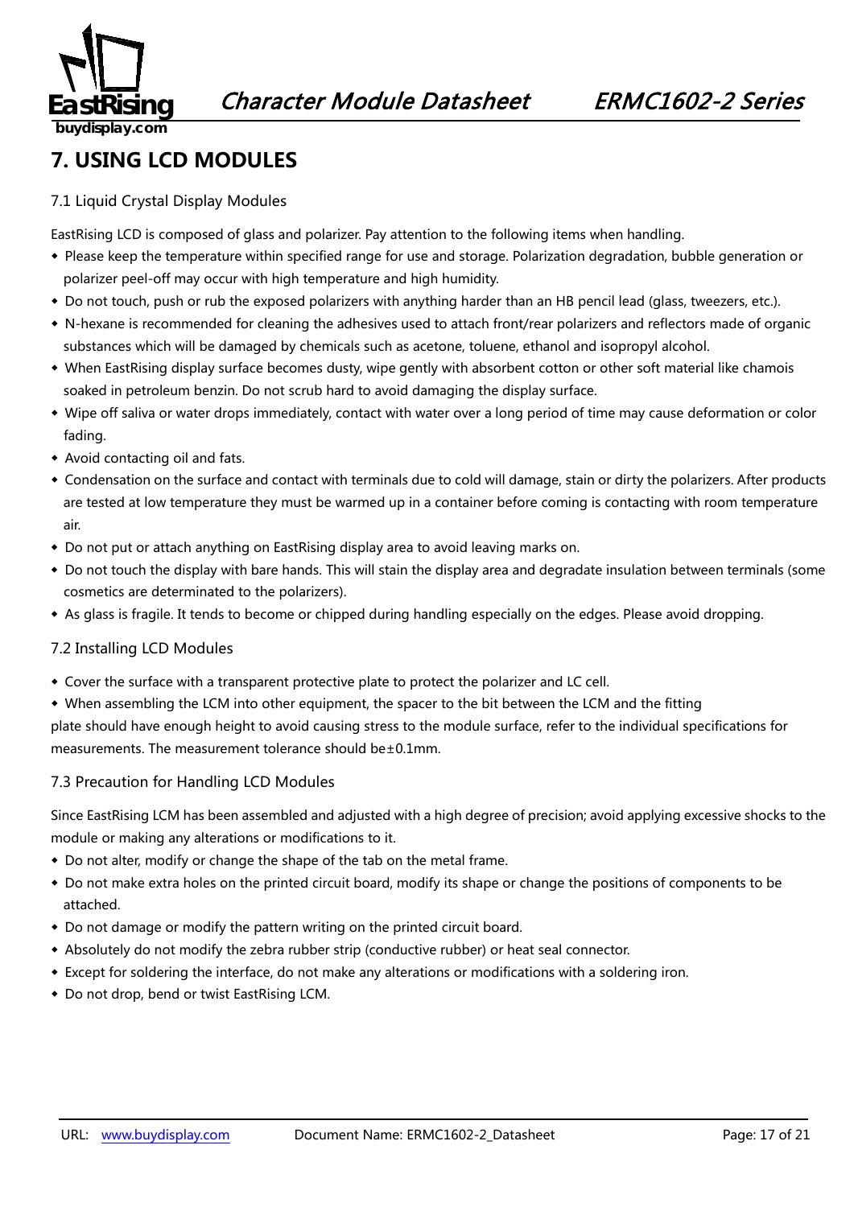# 7. USING LCD MODULES

## 7.1 Liquid Crystal Display Modules

EastRising LCD is composed of glass and polarizer. Pay attention to the following items when handling.

- Please keep the temperature within specified range for use and storage. Polarization degradation, bubble generation or polarizer peel-off may occur with high temperature and high humidity.
- Do not touch, push or rub the exposed polarizers with anything harder than an HB pencil lead (glass, tweezers, etc.).
- N-hexane is recommended for cleaning the adhesives used to attach front/rear polarizers and reflectors made of organic substances which will be damaged by chemicals such as acetone, toluene, ethanol and isopropyl alcohol.
- When EastRising display surface becomes dusty, wipe gently with absorbent cotton or other soft material like chamois soaked in petroleum benzin. Do not scrub hard to avoid damaging the display surface.
- Wipe off saliva or water drops immediately, contact with water over a long period of time may cause deformation or color fading.
- Avoid contacting oil and fats.
- Condensation on the surface and contact with terminals due to cold will damage, stain or dirty the polarizers. After products are tested at low temperature they must be warmed up in a container before coming is contacting with room temperature air.
- Do not put or attach anything on EastRising display area to avoid leaving marks on.
- Do not touch the display with bare hands. This will stain the display area and degradate insulation between terminals (some cosmetics are determinated to the polarizers).
- As glass is fragile. It tends to become or chipped during handling especially on the edges. Please avoid dropping.

## 7.2 Installing LCD Modules

- Cover the surface with a transparent protective plate to protect the polarizer and LC cell.
- When assembling the LCM into other equipment, the spacer to the bit between the LCM and the fitting

plate should have enough height to avoid causing stress to the module surface, refer to the individual specifications for measurements. The measurement tolerance should be±0.1mm.

## 7.3 Precaution for Handling LCD Modules

Since EastRising LCM has been assembled and adjusted with a high degree of precision; avoid applying excessive shocks to the module or making any alterations or modifications to it.

- Do not alter, modify or change the shape of the tab on the metal frame.
- Do not make extra holes on the printed circuit board, modify its shape or change the positions of components to be attached.
- Do not damage or modify the pattern writing on the printed circuit board.
- Absolutely do not modify the zebra rubber strip (conductive rubber) or heat seal connector.
- Except for soldering the interface, do not make any alterations or modifications with a soldering iron.
- Do not drop, bend or twist EastRising LCM.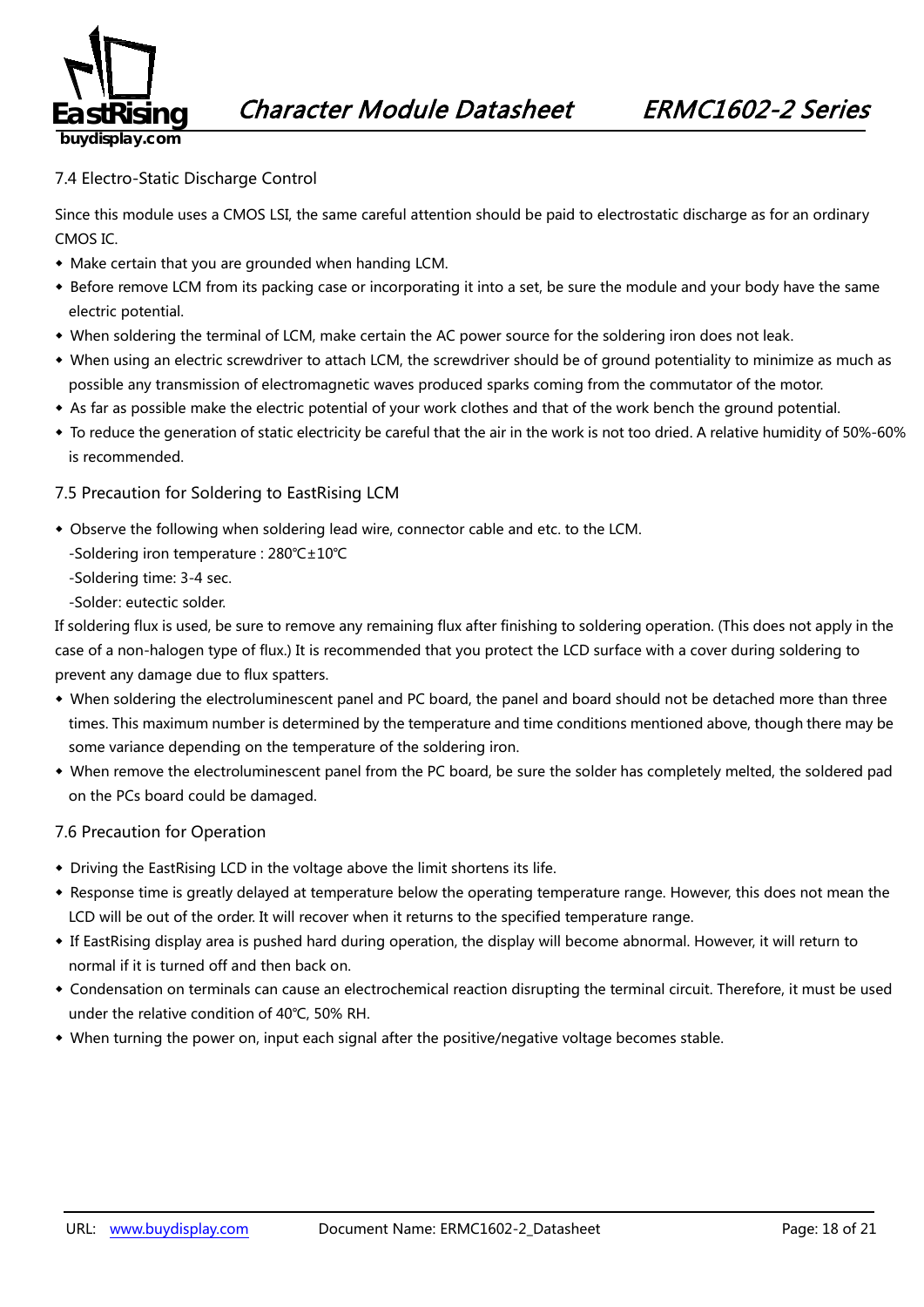### 7.4 Electro-Static Discharge Control

Since this module uses a CMOS LSI, the same careful attention should be paid to electrostatic discharge as for an ordinary CMOS IC.

- Make certain that you are grounded when handing LCM.
- Before remove LCM from its packing case or incorporating it into a set, be sure the module and your body have the same electric potential.
- When soldering the terminal of LCM, make certain the AC power source for the soldering iron does not leak.
- When using an electric screwdriver to attach LCM, the screwdriver should be of ground potentiality to minimize as much as possible any transmission of electromagnetic waves produced sparks coming from the commutator of the motor.
- As far as possible make the electric potential of your work clothes and that of the work bench the ground potential.
- To reduce the generation of static electricity be careful that the air in the work is not too dried. A relative humidity of 50%-60% is recommended.

### 7.5 Precaution for Soldering to EastRising LCM

- Observe the following when soldering lead wire, connector cable and etc. to the LCM.
  - -Soldering iron temperature : 280℃±10℃
  - -Soldering time: 3-4 sec.
  - -Solder: eutectic solder.

If soldering flux is used, be sure to remove any remaining flux after finishing to soldering operation. (This does not apply in the case of a non-halogen type of flux.) It is recommended that you protect the LCD surface with a cover during soldering to prevent any damage due to flux spatters.

- When soldering the electroluminescent panel and PC board, the panel and board should not be detached more than three times. This maximum number is determined by the temperature and time conditions mentioned above, though there may be some variance depending on the temperature of the soldering iron.
- When remove the electroluminescent panel from the PC board, be sure the solder has completely melted, the soldered pad on the PCs board could be damaged.

### 7.6 Precaution for Operation

- Driving the EastRising LCD in the voltage above the limit shortens its life.
- Response time is greatly delayed at temperature below the operating temperature range. However, this does not mean the LCD will be out of the order. It will recover when it returns to the specified temperature range.
- If EastRising display area is pushed hard during operation, the display will become abnormal. However, it will return to normal if it is turned off and then back on.
- Condensation on terminals can cause an electrochemical reaction disrupting the terminal circuit. Therefore, it must be used under the relative condition of 40℃, 50% RH.
- When turning the power on, input each signal after the positive/negative voltage becomes stable.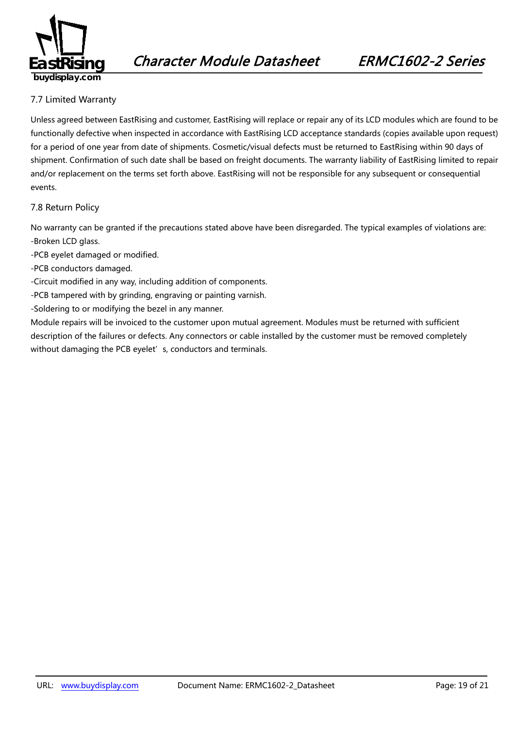### 7.7 Limited Warranty

Unless agreed between EastRising and customer, EastRising will replace or repair any of its LCD modules which are found to be functionally defective when inspected in accordance with EastRising LCD acceptance standards (copies available upon request) for a period of one year from date of shipments. Cosmetic/visual defects must be returned to EastRising within 90 days of shipment. Confirmation of such date shall be based on freight documents. The warranty liability of EastRising limited to repair and/or replacement on the terms set forth above. EastRising will not be responsible for any subsequent or consequential events.

### 7.8 Return Policy

No warranty can be granted if the precautions stated above have been disregarded. The typical examples of violations are:

-Broken LCD glass.

-PCB eyelet damaged or modified.

-PCB conductors damaged.

-Circuit modified in any way, including addition of components.

-PCB tampered with by grinding, engraving or painting varnish.

-Soldering to or modifying the bezel in any manner.

Module repairs will be invoiced to the customer upon mutual agreement. Modules must be returned with sufficient description of the failures or defects. Any connectors or cable installed by the customer must be removed completely without damaging the PCB eyelet's, conductors and terminals.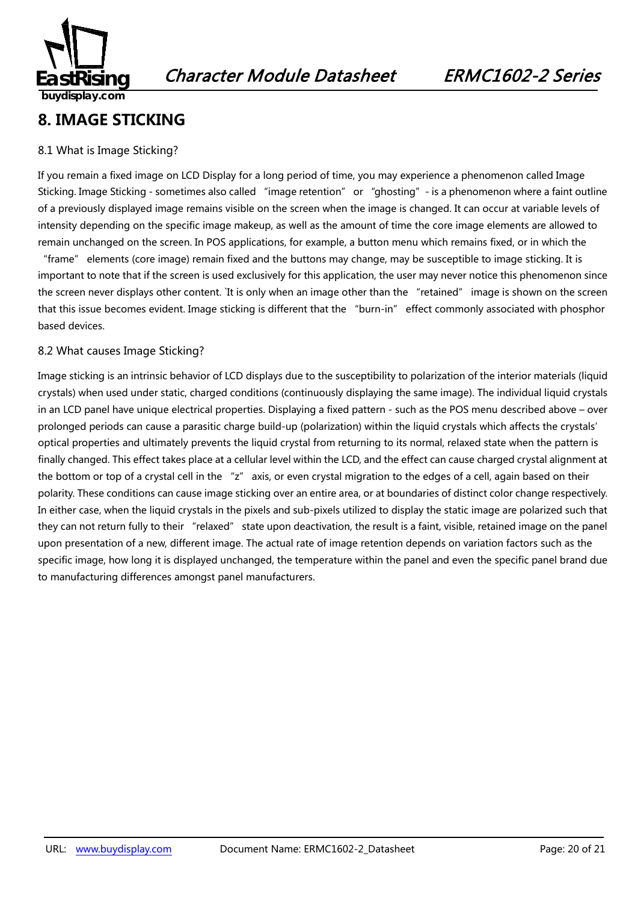## 8. IMAGE STICKING

### 8.1 What is Image Sticking?

If you remain a fixed image on LCD Display for a long period of time, you may experience a phenomenon called Image Sticking. Image Sticking - sometimes also called "image retention" or "ghosting" - is a phenomenon where a faint outline of a previously displayed image remains visible on the screen when the image is changed. It can occur at variable levels of intensity depending on the specific image makeup, as well as the amount of time the core image elements are allowed to remain unchanged on the screen. In POS applications, for example, a button menu which remains fixed, or in which the "frame" elements (core image) remain fixed and the buttons may change, may be susceptible to image sticking. It is important to note that if the screen is used exclusively for this application, the user may never notice this phenomenon since the screen never displays other content. `It is only when an image other than the "retained" image is shown on the screen that this issue becomes evident. Image sticking is different that the "burn-in" effect commonly associated with phosphor based devices.

### 8.2 What causes Image Sticking?

Image sticking is an intrinsic behavior of LCD displays due to the susceptibility to polarization of the interior materials (liquid crystals) when used under static, charged conditions (continuously displaying the same image). The individual liquid crystals in an LCD panel have unique electrical properties. Displaying a fixed pattern - such as the POS menu described above – over prolonged periods can cause a parasitic charge build-up (polarization) within the liquid crystals which affects the crystals' optical properties and ultimately prevents the liquid crystal from returning to its normal, relaxed state when the pattern is finally changed. This effect takes place at a cellular level within the LCD, and the effect can cause charged crystal alignment at the bottom or top of a crystal cell in the "z" axis, or even crystal migration to the edges of a cell, again based on their polarity. These conditions can cause image sticking over an entire area, or at boundaries of distinct color change respectively. In either case, when the liquid crystals in the pixels and sub-pixels utilized to display the static image are polarized such that they can not return fully to their "relaxed" state upon deactivation, the result is a faint, visible, retained image on the panel upon presentation of a new, different image. The actual rate of image retention depends on variation factors such as the specific image, how long it is displayed unchanged, the temperature within the panel and even the specific panel brand due to manufacturing differences amongst panel manufacturers.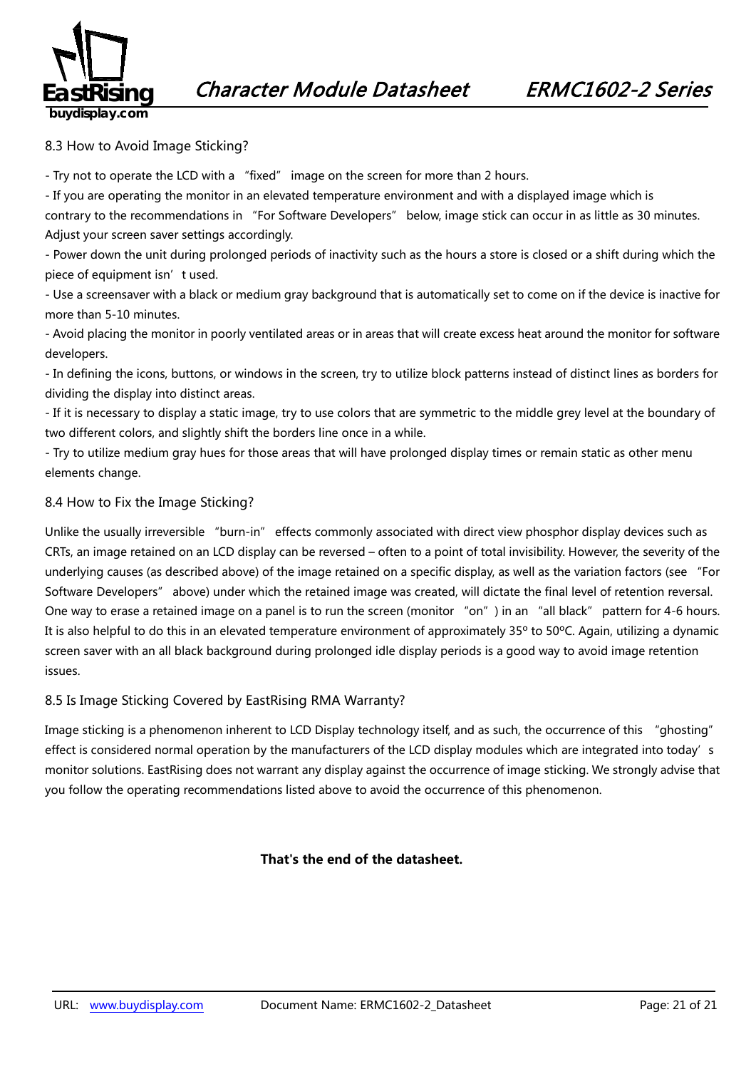## 8.3 How to Avoid Image Sticking?

- Try not to operate the LCD with a "fixed" image on the screen for more than 2 hours.
- If you are operating the monitor in an elevated temperature environment and with a displayed image which is contrary to the recommendations in "For Software Developers" below, image stick can occur in as little as 30 minutes. Adjust your screen saver settings accordingly.
- Power down the unit during prolonged periods of inactivity such as the hours a store is closed or a shift during which the piece of equipment isn't used.
- Use a screensaver with a black or medium gray background that is automatically set to come on if the device is inactive for more than 5-10 minutes.
- Avoid placing the monitor in poorly ventilated areas or in areas that will create excess heat around the monitor for software developers.
- In defining the icons, buttons, or windows in the screen, try to utilize block patterns instead of distinct lines as borders for dividing the display into distinct areas.
- If it is necessary to display a static image, try to use colors that are symmetric to the middle grey level at the boundary of two different colors, and slightly shift the borders line once in a while.
- Try to utilize medium gray hues for those areas that will have prolonged display times or remain static as other menu elements change.

## 8.4 How to Fix the Image Sticking?

Unlike the usually irreversible "burn-in" effects commonly associated with direct view phosphor display devices such as CRTs, an image retained on an LCD display can be reversed – often to a point of total invisibility. However, the severity of the underlying causes (as described above) of the image retained on a specific display, as well as the variation factors (see "For Software Developers" above) under which the retained image was created, will dictate the final level of retention reversal. One way to erase a retained image on a panel is to run the screen (monitor "on") in an "all black" pattern for 4-6 hours. It is also helpful to do this in an elevated temperature environment of approximately 35º to 50ºC. Again, utilizing a dynamic screen saver with an all black background during prolonged idle display periods is a good way to avoid image retention issues.

## 8.5 Is Image Sticking Covered by EastRising RMA Warranty?

Image sticking is a phenomenon inherent to LCD Display technology itself, and as such, the occurrence of this "ghosting" effect is considered normal operation by the manufacturers of the LCD display modules which are integrated into today's monitor solutions. EastRising does not warrant any display against the occurrence of image sticking. We strongly advise that you follow the operating recommendations listed above to avoid the occurrence of this phenomenon.

**That's the end of the datasheet.**